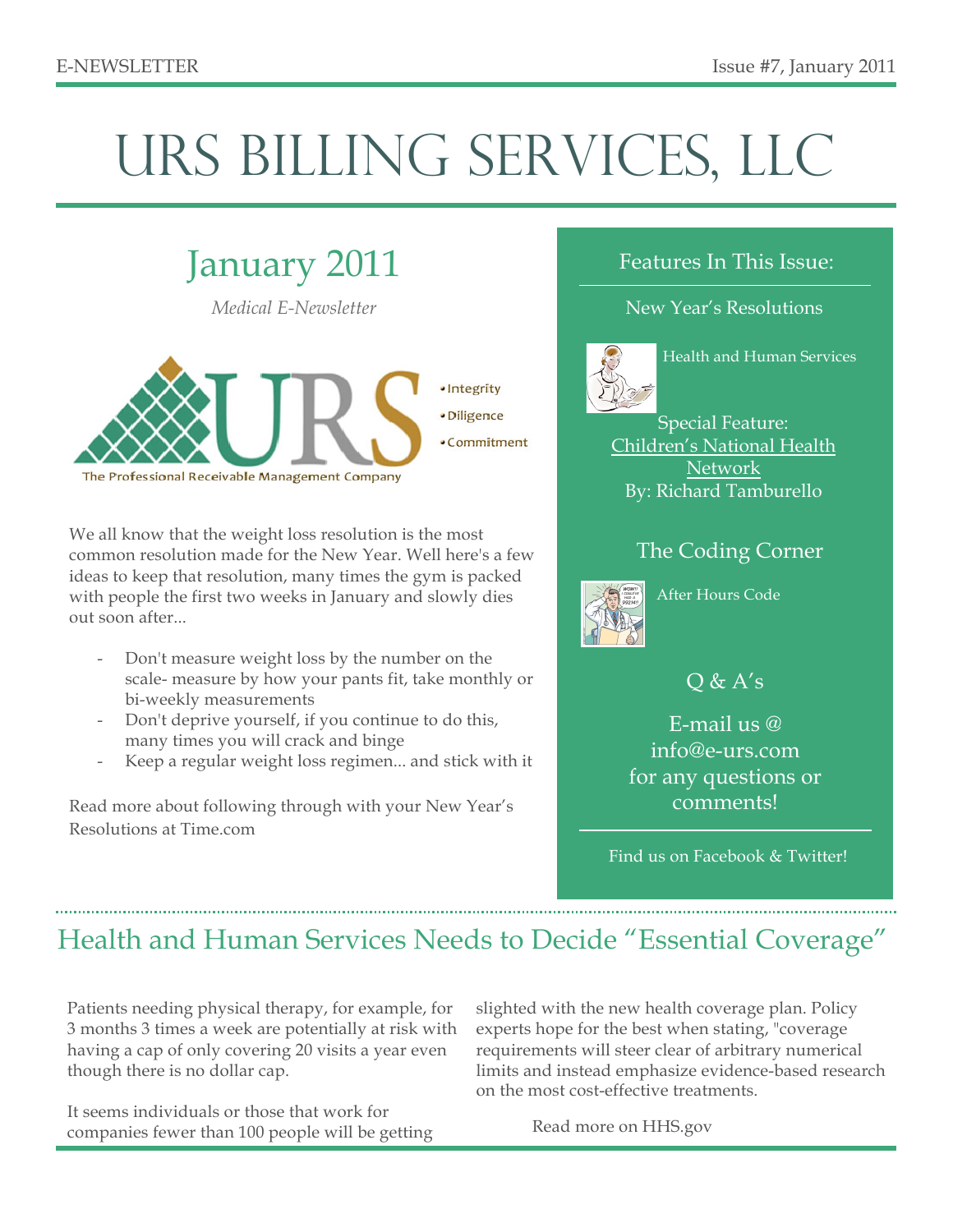E-NEWSLETTER

Issue #7, January 2011

# URS BILLING SERVICES, LLC

## January 2011

*Medical E-Newsletter*

- Integrity
- Diligence
- Commitment

The Professional Receivable Management Company

We all know that the weight loss resolution is the most common resolution made for the New Year. Well here's a few ideas to keep that resolution, many times the gym is packed with people the first two weeks in January and slowly dies out soon after...

- Don't measure weight loss by the number on the scale- measure by how your pants fit, take monthly or bi-weekly measurements
- Don't deprive yourself, if you continue to do this, many times you will crack and binge
- Keep a regular weight loss regimen... and stick with it

Read more about following through with your New Year's Resolutions at Time.com

### Features In This Issue:

New Year's Resolutions

Health and Human Services

Special Feature:
Children's National Health Network
By: Richard Tamburello

The Coding Corner

After Hours Code

Q & A's

E-mail us @ info@e-urs.com for any questions or comments!

Find us on Facebook & Twitter!

## Health and Human Services Needs to Decide "Essential Coverage"

Patients needing physical therapy, for example, for 3 months 3 times a week are potentially at risk with having a cap of only covering 20 visits a year even though there is no dollar cap.

It seems individuals or those that work for companies fewer than 100 people will be getting slighted with the new health coverage plan. Policy experts hope for the best when stating, "coverage requirements will steer clear of arbitrary numerical limits and instead emphasize evidence-based research on the most cost-effective treatments.

Read more on HHS.gov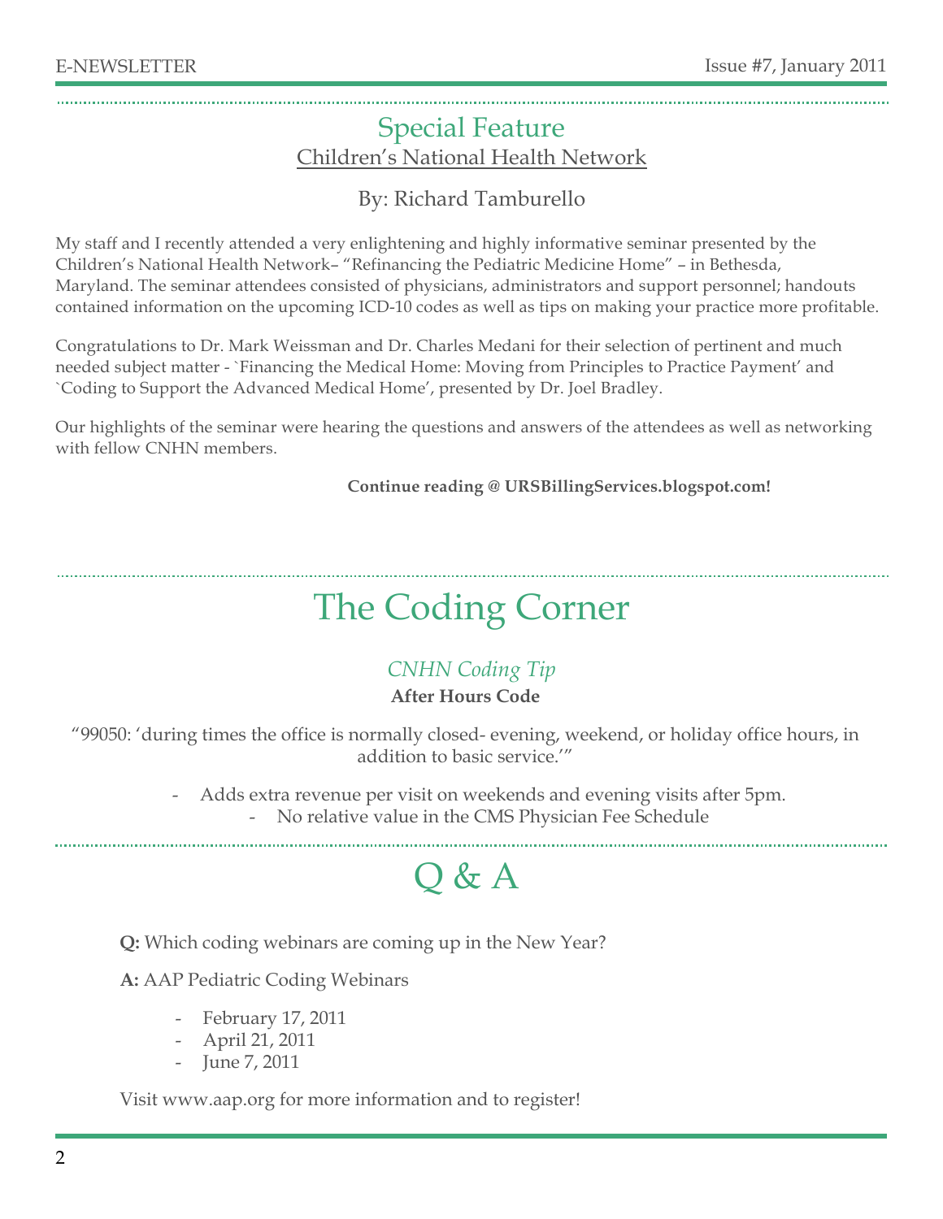## Special Feature

Children's National Health Network

By: Richard Tamburello

My staff and I recently attended a very enlightening and highly informative seminar presented by the Children's National Health Network– "Refinancing the Pediatric Medicine Home" – in Bethesda, Maryland. The seminar attendees consisted of physicians, administrators and support personnel; handouts contained information on the upcoming ICD-10 codes as well as tips on making your practice more profitable.

Congratulations to Dr. Mark Weissman and Dr. Charles Medani for their selection of pertinent and much needed subject matter - `Financing the Medical Home: Moving from Principles to Practice Payment' and `Coding to Support the Advanced Medical Home', presented by Dr. Joel Bradley.

Our highlights of the seminar were hearing the questions and answers of the attendees as well as networking with fellow CNHN members.

**Continue reading @ URSBillingServices.blogspot.com!**

# The Coding Corner

*CNHN Coding Tip*

**After Hours Code**

"99050: 'during times the office is normally closed- evening, weekend, or holiday office hours, in addition to basic service.'"

- Adds extra revenue per visit on weekends and evening visits after 5pm.
- No relative value in the CMS Physician Fee Schedule

# Q & A

**Q:** Which coding webinars are coming up in the New Year?

**A:** AAP Pediatric Coding Webinars

- February 17, 2011
- April 21, 2011
- June 7, 2011

Visit www.aap.org for more information and to register!